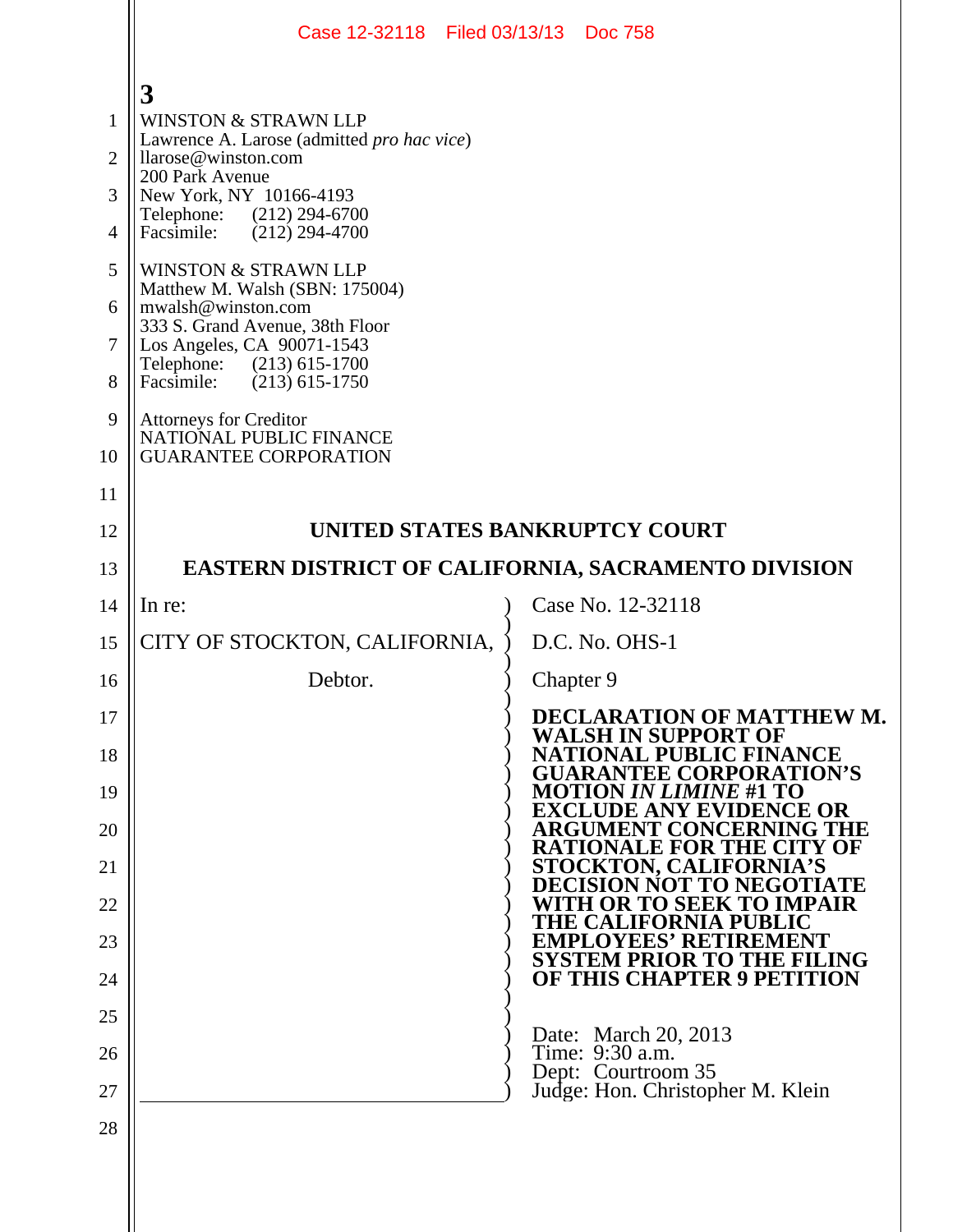WINSTON & STRAWN LLP
Lawrence A. Larose (admitted *pro hac vice*)
llarose@winston.com
200 Park Avenue
New York, NY 10166-4193
Telephone: (212) 294-6700
Facsimile: (212) 294-4700

WINSTON & STRAWN LLP
Matthew M. Walsh (SBN: 175004)
mwalsh@winston.com
333 S. Grand Avenue, 38th Floor
Los Angeles, CA 90071-1543
Telephone: (213) 615-1700
Facsimile: (213) 615-1750

Attorneys for Creditor
NATIONAL PUBLIC FINANCE
GUARANTEE CORPORATION

**UNITED STATES BANKRUPTCY COURT**

**EASTERN DISTRICT OF CALIFORNIA, SACRAMENTO DIVISION**

| | |
|---|---|
| In re:<br><br>CITY OF STOCKTON, CALIFORNIA,<br><br>Debtor. | Case No. 12-32118<br><br>D.C. No. OHS-1<br><br>Chapter 9<br><br>**DECLARATION OF MATTHEW M. WALSH IN SUPPORT OF NATIONAL PUBLIC FINANCE GUARANTEE CORPORATION'S MOTION *IN LIMINE* #1 TO EXCLUDE ANY EVIDENCE OR ARGUMENT CONCERNING THE RATIONALE FOR THE CITY OF STOCKTON, CALIFORNIA'S DECISION NOT TO NEGOTIATE WITH OR TO SEEK TO IMPAIR THE CALIFORNIA PUBLIC EMPLOYEES' RETIREMENT SYSTEM PRIOR TO THE FILING OF THIS CHAPTER 9 PETITION**<br><br>Date: March 20, 2013<br>Time: 9:30 a.m.<br>Dept: Courtroom 35<br>Judge: Hon. Christopher M. Klein |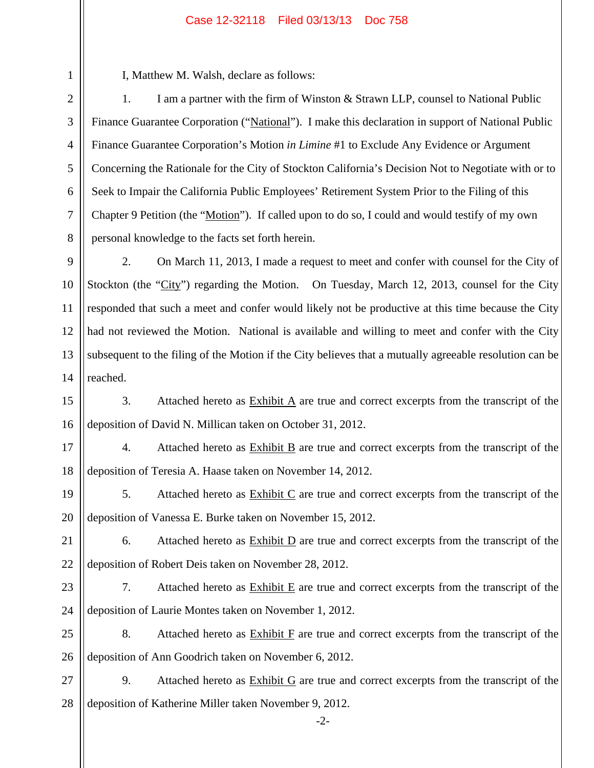I, Matthew M. Walsh, declare as follows:

1. I am a partner with the firm of Winston & Strawn LLP, counsel to National Public Finance Guarantee Corporation ("National"). I make this declaration in support of National Public Finance Guarantee Corporation's Motion *in Limine* #1 to Exclude Any Evidence or Argument Concerning the Rationale for the City of Stockton California's Decision Not to Negotiate with or to Seek to Impair the California Public Employees' Retirement System Prior to the Filing of this Chapter 9 Petition (the "Motion"). If called upon to do so, I could and would testify of my own personal knowledge to the facts set forth herein.

2. On March 11, 2013, I made a request to meet and confer with counsel for the City of Stockton (the "City") regarding the Motion. On Tuesday, March 12, 2013, counsel for the City responded that such a meet and confer would likely not be productive at this time because the City had not reviewed the Motion. National is available and willing to meet and confer with the City subsequent to the filing of the Motion if the City believes that a mutually agreeable resolution can be reached.

3. Attached hereto as Exhibit A are true and correct excerpts from the transcript of the deposition of David N. Millican taken on October 31, 2012.

4. Attached hereto as Exhibit B are true and correct excerpts from the transcript of the deposition of Teresia A. Haase taken on November 14, 2012.

5. Attached hereto as Exhibit C are true and correct excerpts from the transcript of the deposition of Vanessa E. Burke taken on November 15, 2012.

6. Attached hereto as Exhibit D are true and correct excerpts from the transcript of the deposition of Robert Deis taken on November 28, 2012.

7. Attached hereto as Exhibit E are true and correct excerpts from the transcript of the deposition of Laurie Montes taken on November 1, 2012.

8. Attached hereto as Exhibit F are true and correct excerpts from the transcript of the deposition of Ann Goodrich taken on November 6, 2012.

9. Attached hereto as Exhibit G are true and correct excerpts from the transcript of the deposition of Katherine Miller taken November 9, 2012.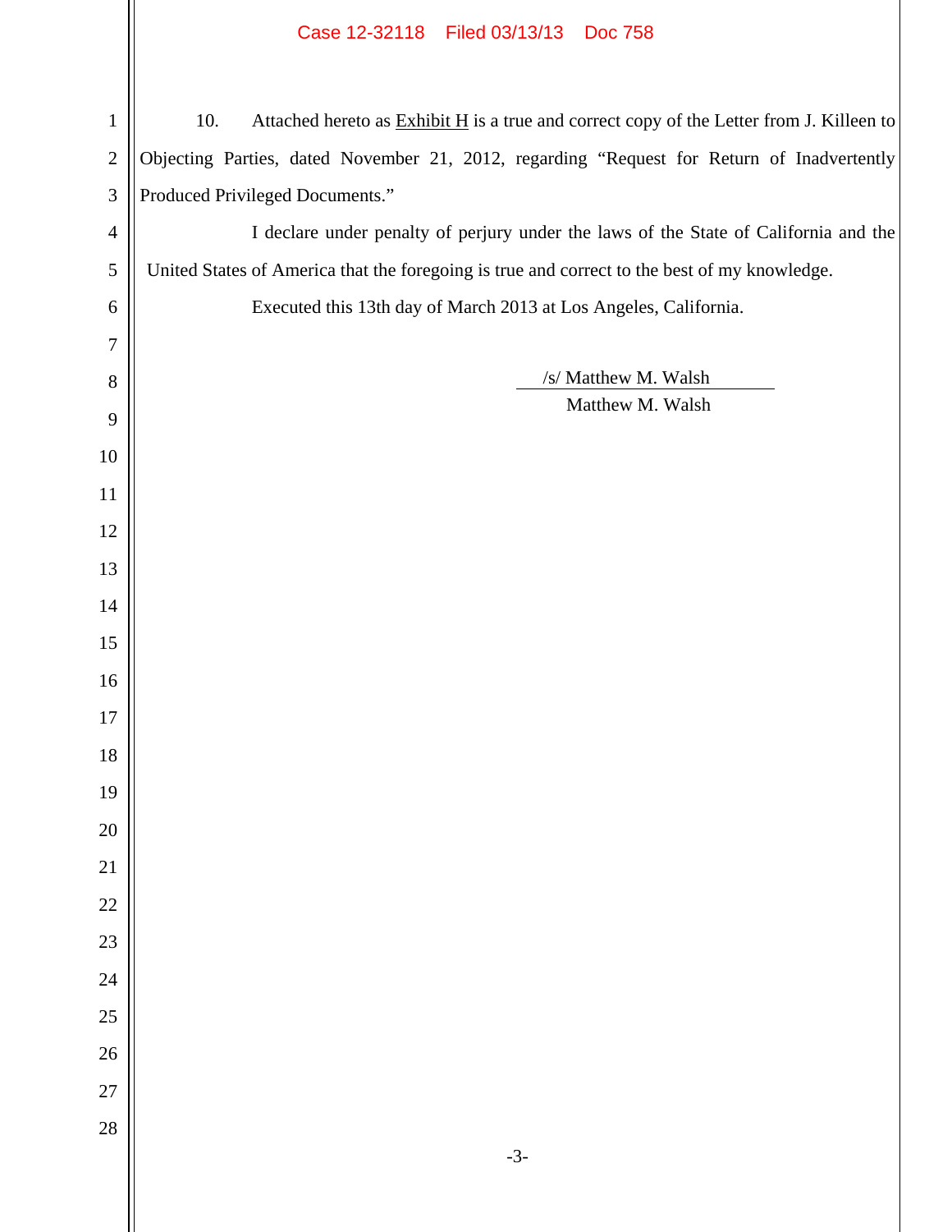10. Attached hereto as Exhibit H is a true and correct copy of the Letter from J. Killeen to Objecting Parties, dated November 21, 2012, regarding "Request for Return of Inadvertently Produced Privileged Documents."

I declare under penalty of perjury under the laws of the State of California and the United States of America that the foregoing is true and correct to the best of my knowledge.

Executed this 13th day of March 2013 at Los Angeles, California.

/s/ Matthew M. Walsh

Matthew M. Walsh